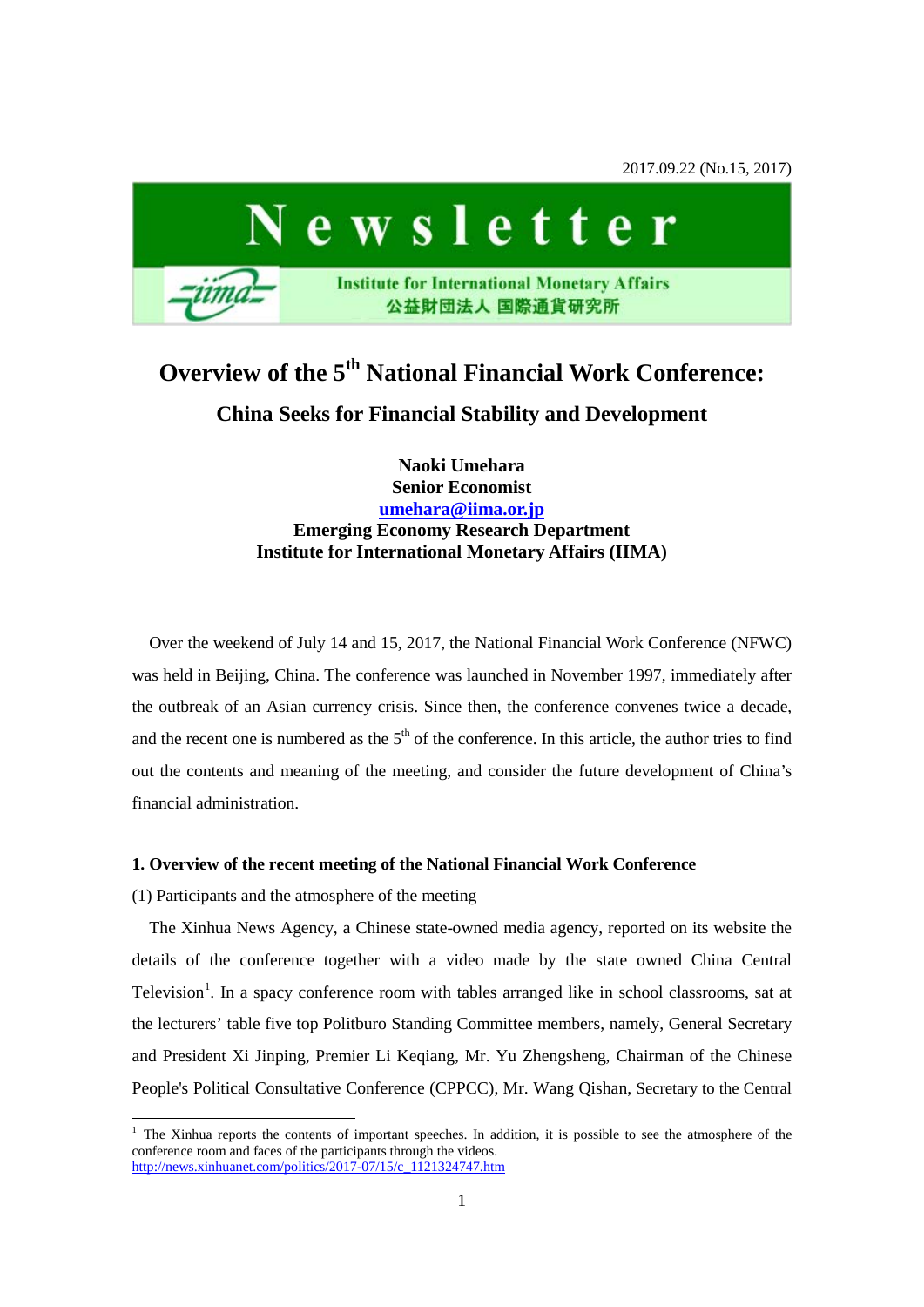2017.09.22 (No.15, 2017)

# Newsletter

Institute for International Monetary Affairs
公益財団法人 国際通貨研究所

# Overview of the 5th National Financial Work Conference: China Seeks for Financial Stability and Development

**Naoki Umehara**
**Senior Economist**
**umehara@iima.or.jp**
**Emerging Economy Research Department**
**Institute for International Monetary Affairs (IIMA)**

Over the weekend of July 14 and 15, 2017, the National Financial Work Conference (NFWC) was held in Beijing, China. The conference was launched in November 1997, immediately after the outbreak of an Asian currency crisis. Since then, the conference convenes twice a decade, and the recent one is numbered as the 5th of the conference. In this article, the author tries to find out the contents and meaning of the meeting, and consider the future development of China's financial administration.

## 1. Overview of the recent meeting of the National Financial Work Conference

(1) Participants and the atmosphere of the meeting

The Xinhua News Agency, a Chinese state-owned media agency, reported on its website the details of the conference together with a video made by the state owned China Central Television[1]. In a spacy conference room with tables arranged like in school classrooms, sat at the lecturers' table five top Politburo Standing Committee members, namely, General Secretary and President Xi Jinping, Premier Li Keqiang, Mr. Yu Zhengsheng, Chairman of the Chinese People's Political Consultative Conference (CPPCC), Mr. Wang Qishan, Secretary to the Central

[1] The Xinhua reports the contents of important speeches. In addition, it is possible to see the atmosphere of the conference room and faces of the participants through the videos.
http://news.xinhuanet.com/politics/2017-07/15/c_1121324747.htm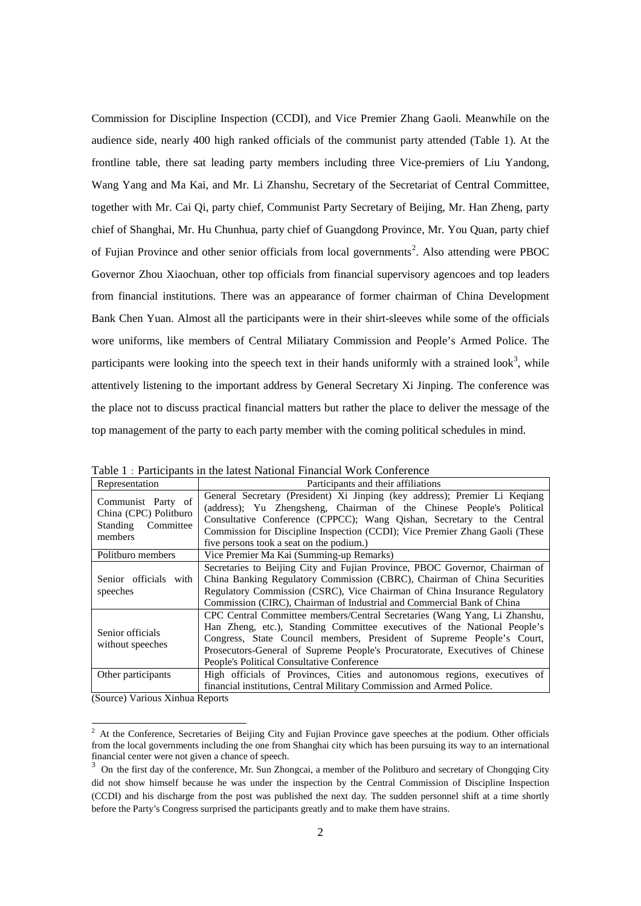Commission for Discipline Inspection (CCDI), and Vice Premier Zhang Gaoli. Meanwhile on the audience side, nearly 400 high ranked officials of the communist party attended (Table 1). At the frontline table, there sat leading party members including three Vice-premiers of Liu Yandong, Wang Yang and Ma Kai, and Mr. Li Zhanshu, Secretary of the Secretariat of Central Committee, together with Mr. Cai Qi, party chief, Communist Party Secretary of Beijing, Mr. Han Zheng, party chief of Shanghai, Mr. Hu Chunhua, party chief of Guangdong Province, Mr. You Quan, party chief of Fujian Province and other senior officials from local governments[2]. Also attending were PBOC Governor Zhou Xiaochuan, other top officials from financial supervisory agencoes and top leaders from financial institutions. There was an appearance of former chairman of China Development Bank Chen Yuan. Almost all the participants were in their shirt-sleeves while some of the officials wore uniforms, like members of Central Miliatary Commission and People's Armed Police. The participants were looking into the speech text in their hands uniformly with a strained look[3], while attentively listening to the important address by General Secretary Xi Jinping. The conference was the place not to discuss practical financial matters but rather the place to deliver the message of the top management of the party to each party member with the coming political schedules in mind.

Table 1：Participants in the latest National Financial Work Conference

| Representation | Participants and their affiliations |
|---|---|
| Communist Party of China (CPC) Politburo Standing Committee members | General Secretary (President) Xi Jinping (key address); Premier Li Keqiang (address); Yu Zhengsheng, Chairman of the Chinese People's Political Consultative Conference (CPPCC); Wang Qishan, Secretary to the Central Commission for Discipline Inspection (CCDI); Vice Premier Zhang Gaoli (These five persons took a seat on the podium.) |
| Politburo members | Vice Premier Ma Kai (Summing-up Remarks) |
| Senior officials with speeches | Secretaries to Beijing City and Fujian Province, PBOC Governor, Chairman of China Banking Regulatory Commission (CBRC), Chairman of China Securities Regulatory Commission (CSRC), Vice Chairman of China Insurance Regulatory Commission (CIRC), Chairman of Industrial and Commercial Bank of China |
| Senior officials without speeches | CPC Central Committee members/Central Secretaries (Wang Yang, Li Zhanshu, Han Zheng, etc.), Standing Committee executives of the National People's Congress, State Council members, President of Supreme People's Court, Prosecutors-General of Supreme People's Procuratorate, Executives of Chinese People's Political Consultative Conference |
| Other participants | High officials of Provinces, Cities and autonomous regions, executives of financial institutions, Central Military Commission and Armed Police. |

(Source) Various Xinhua Reports

[2] At the Conference, Secretaries of Beijing City and Fujian Province gave speeches at the podium. Other officials from the local governments including the one from Shanghai city which has been pursuing its way to an international financial center were not given a chance of speech.

[3] On the first day of the conference, Mr. Sun Zhongcai, a member of the Politburo and secretary of Chongqing City did not show himself because he was under the inspection by the Central Commission of Discipline Inspection (CCDI) and his discharge from the post was published the next day. The sudden personnel shift at a time shortly before the Party's Congress surprised the participants greatly and to make them have strains.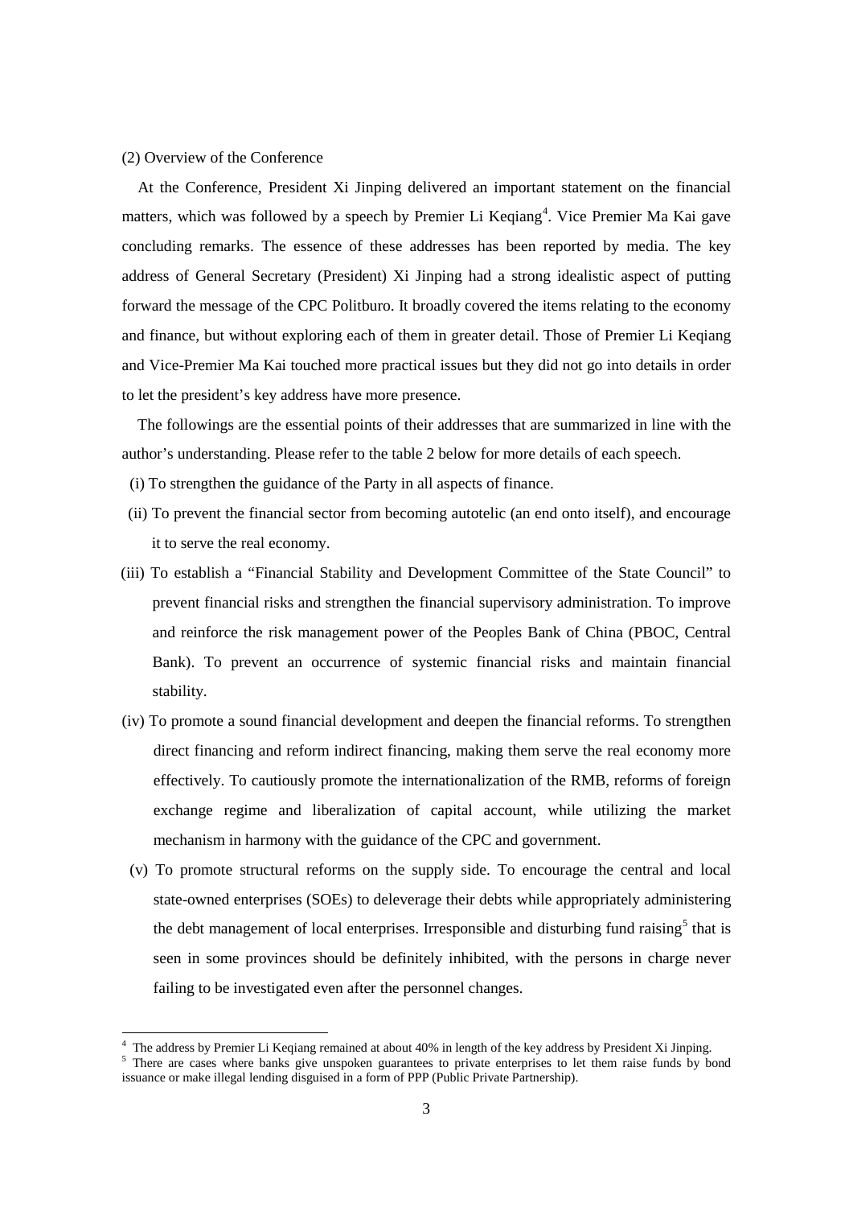(2) Overview of the Conference

At the Conference, President Xi Jinping delivered an important statement on the financial matters, which was followed by a speech by Premier Li Keqiang[4]. Vice Premier Ma Kai gave concluding remarks. The essence of these addresses has been reported by media. The key address of General Secretary (President) Xi Jinping had a strong idealistic aspect of putting forward the message of the CPC Politburo. It broadly covered the items relating to the economy and finance, but without exploring each of them in greater detail. Those of Premier Li Keqiang and Vice-Premier Ma Kai touched more practical issues but they did not go into details in order to let the president's key address have more presence.

The followings are the essential points of their addresses that are summarized in line with the author's understanding. Please refer to the table 2 below for more details of each speech.

(i) To strengthen the guidance of the Party in all aspects of finance.

(ii) To prevent the financial sector from becoming autotelic (an end onto itself), and encourage it to serve the real economy.

(iii) To establish a "Financial Stability and Development Committee of the State Council" to prevent financial risks and strengthen the financial supervisory administration. To improve and reinforce the risk management power of the Peoples Bank of China (PBOC, Central Bank). To prevent an occurrence of systemic financial risks and maintain financial stability.

(iv) To promote a sound financial development and deepen the financial reforms. To strengthen direct financing and reform indirect financing, making them serve the real economy more effectively. To cautiously promote the internationalization of the RMB, reforms of foreign exchange regime and liberalization of capital account, while utilizing the market mechanism in harmony with the guidance of the CPC and government.

(v) To promote structural reforms on the supply side. To encourage the central and local state-owned enterprises (SOEs) to deleverage their debts while appropriately administering the debt management of local enterprises. Irresponsible and disturbing fund raising[5] that is seen in some provinces should be definitely inhibited, with the persons in charge never failing to be investigated even after the personnel changes.

---

[4] The address by Premier Li Keqiang remained at about 40% in length of the key address by President Xi Jinping.

[5] There are cases where banks give unspoken guarantees to private enterprises to let them raise funds by bond issuance or make illegal lending disguised in a form of PPP (Public Private Partnership).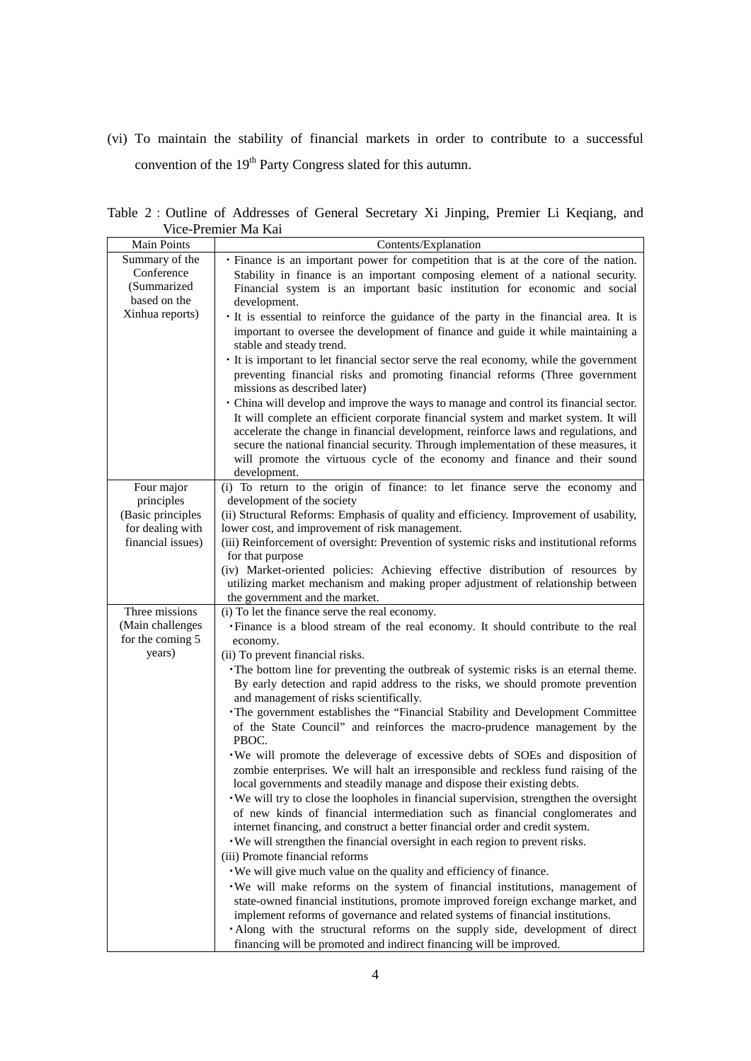(vi) To maintain the stability of financial markets in order to contribute to a successful convention of the 19th Party Congress slated for this autumn.

Table 2 : Outline of Addresses of General Secretary Xi Jinping, Premier Li Keqiang, and Vice-Premier Ma Kai

| Main Points | Contents/Explanation |
|---|---|
| Summary of the Conference (Summarized based on the Xinhua reports) | ・Finance is an important power for competition that is at the core of the nation. Stability in finance is an important composing element of a national security. Financial system is an important basic institution for economic and social development.<br>・It is essential to reinforce the guidance of the party in the financial area. It is important to oversee the development of finance and guide it while maintaining a stable and steady trend.<br>・It is important to let financial sector serve the real economy, while the government preventing financial risks and promoting financial reforms (Three government missions as described later)<br>・China will develop and improve the ways to manage and control its financial sector. It will complete an efficient corporate financial system and market system. It will accelerate the change in financial development, reinforce laws and regulations, and secure the national financial security. Through implementation of these measures, it will promote the virtuous cycle of the economy and finance and their sound development. |
| Four major principles (Basic principles for dealing with financial issues) | (i) To return to the origin of finance: to let finance serve the economy and development of the society<br>(ii) Structural Reforms: Emphasis of quality and efficiency. Improvement of usability, lower cost, and improvement of risk management.<br>(iii) Reinforcement of oversight: Prevention of systemic risks and institutional reforms for that purpose<br>(iv) Market-oriented policies: Achieving effective distribution of resources by utilizing market mechanism and making proper adjustment of relationship between the government and the market. |
| Three missions (Main challenges for the coming 5 years) | (i) To let the finance serve the real economy.<br>・Finance is a blood stream of the real economy. It should contribute to the real economy.<br>(ii) To prevent financial risks.<br>・The bottom line for preventing the outbreak of systemic risks is an eternal theme. By early detection and rapid address to the risks, we should promote prevention and management of risks scientifically.<br>・The government establishes the "Financial Stability and Development Committee of the State Council" and reinforces the macro-prudence management by the PBOC.<br>・We will promote the deleverage of excessive debts of SOEs and disposition of zombie enterprises. We will halt an irresponsible and reckless fund raising of the local governments and steadily manage and dispose their existing debts.<br>・We will try to close the loopholes in financial supervision, strengthen the oversight of new kinds of financial intermediation such as financial conglomerates and internet financing, and construct a better financial order and credit system.<br>・We will strengthen the financial oversight in each region to prevent risks.<br>(iii) Promote financial reforms<br>・We will give much value on the quality and efficiency of finance.<br>・We will make reforms on the system of financial institutions, management of state-owned financial institutions, promote improved foreign exchange market, and implement reforms of governance and related systems of financial institutions.<br>・Along with the structural reforms on the supply side, development of direct financing will be promoted and indirect financing will be improved. |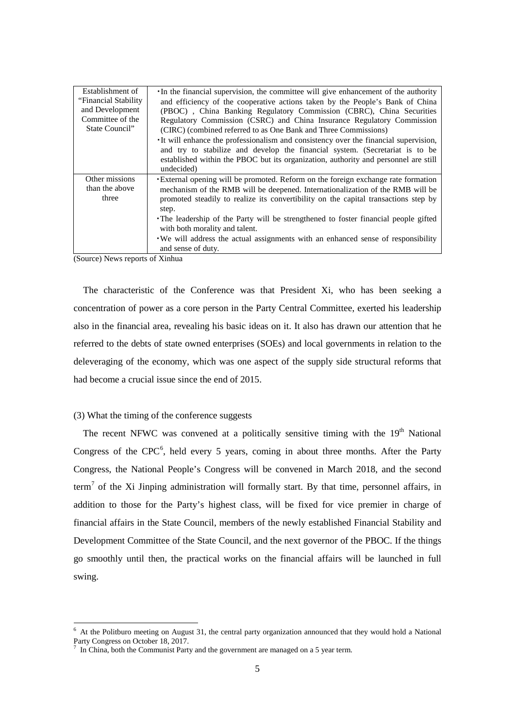| | |
|---|---|
| Establishment of "Financial Stability and Development Committee of the State Council" | ・In the financial supervision, the committee will give enhancement of the authority and efficiency of the cooperative actions taken by the People's Bank of China (PBOC) , China Banking Regulatory Commission (CBRC), China Securities Regulatory Commission (CSRC) and China Insurance Regulatory Commission (CIRC) (combined referred to as One Bank and Three Commissions)<br>・It will enhance the professionalism and consistency over the financial supervision, and try to stabilize and develop the financial system. (Secretariat is to be established within the PBOC but its organization, authority and personnel are still undecided) |
| Other missions than the above three | ・External opening will be promoted. Reform on the foreign exchange rate formation mechanism of the RMB will be deepened. Internationalization of the RMB will be promoted steadily to realize its convertibility on the capital transactions step by step.<br>・The leadership of the Party will be strengthened to foster financial people gifted with both morality and talent.<br>・We will address the actual assignments with an enhanced sense of responsibility and sense of duty. |

(Source) News reports of Xinhua

The characteristic of the Conference was that President Xi, who has been seeking a concentration of power as a core person in the Party Central Committee, exerted his leadership also in the financial area, revealing his basic ideas on it. It also has drawn our attention that he referred to the debts of state owned enterprises (SOEs) and local governments in relation to the deleveraging of the economy, which was one aspect of the supply side structural reforms that had become a crucial issue since the end of 2015.

(3) What the timing of the conference suggests

The recent NFWC was convened at a politically sensitive timing with the 19th National Congress of the CPC[6], held every 5 years, coming in about three months. After the Party Congress, the National People's Congress will be convened in March 2018, and the second term[7] of the Xi Jinping administration will formally start. By that time, personnel affairs, in addition to those for the Party's highest class, will be fixed for vice premier in charge of financial affairs in the State Council, members of the newly established Financial Stability and Development Committee of the State Council, and the next governor of the PBOC. If the things go smoothly until then, the practical works on the financial affairs will be launched in full swing.

[6] At the Politburo meeting on August 31, the central party organization announced that they would hold a National Party Congress on October 18, 2017.

[7] In China, both the Communist Party and the government are managed on a 5 year term.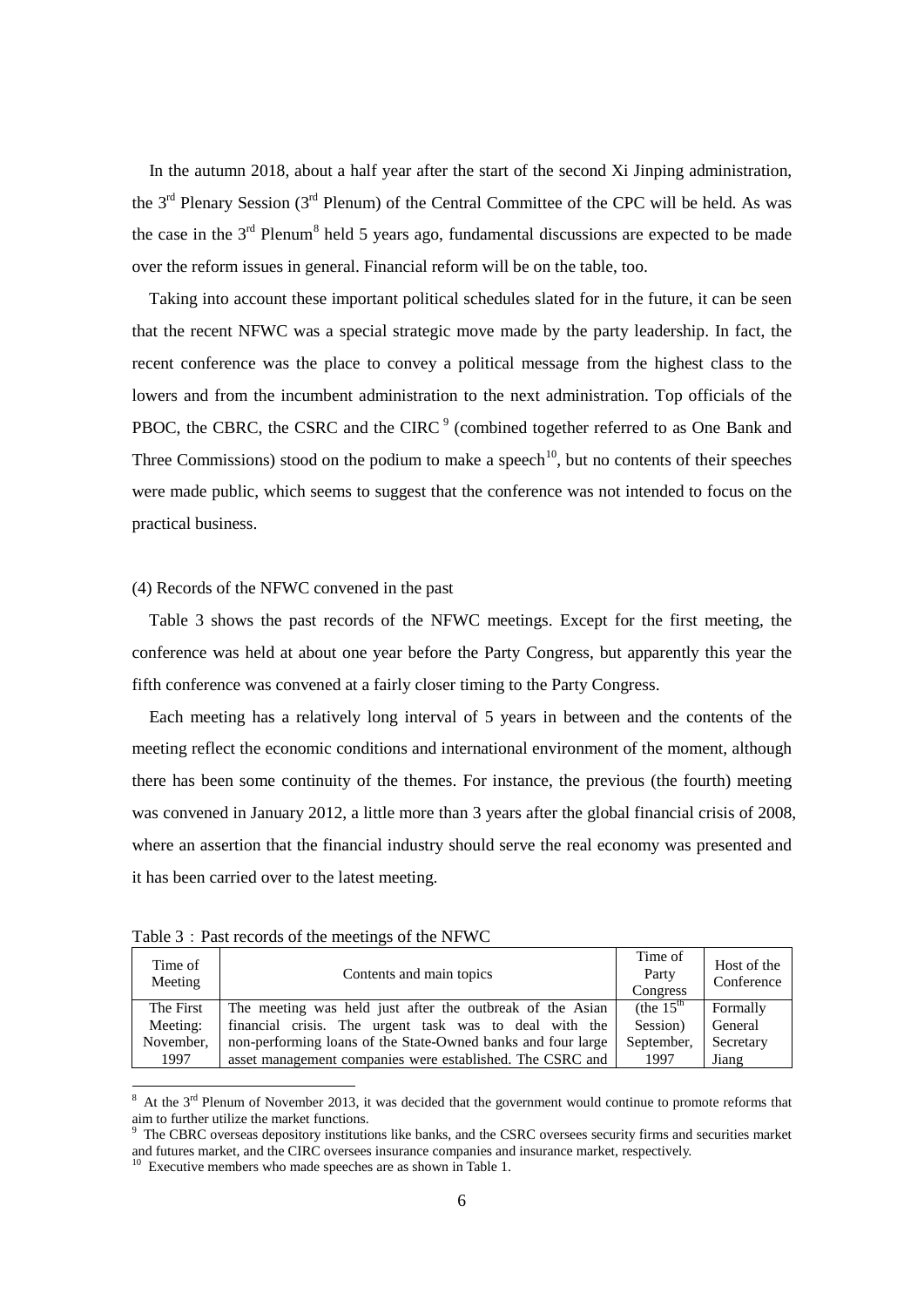In the autumn 2018, about a half year after the start of the second Xi Jinping administration, the 3rd Plenary Session (3rd Plenum) of the Central Committee of the CPC will be held. As was the case in the 3rd Plenum[8] held 5 years ago, fundamental discussions are expected to be made over the reform issues in general. Financial reform will be on the table, too.

Taking into account these important political schedules slated for in the future, it can be seen that the recent NFWC was a special strategic move made by the party leadership. In fact, the recent conference was the place to convey a political message from the highest class to the lowers and from the incumbent administration to the next administration. Top officials of the PBOC, the CBRC, the CSRC and the CIRC[9] (combined together referred to as One Bank and Three Commissions) stood on the podium to make a speech[10], but no contents of their speeches were made public, which seems to suggest that the conference was not intended to focus on the practical business.

(4) Records of the NFWC convened in the past

Table 3 shows the past records of the NFWC meetings. Except for the first meeting, the conference was held at about one year before the Party Congress, but apparently this year the fifth conference was convened at a fairly closer timing to the Party Congress.

Each meeting has a relatively long interval of 5 years in between and the contents of the meeting reflect the economic conditions and international environment of the moment, although there has been some continuity of the themes. For instance, the previous (the fourth) meeting was convened in January 2012, a little more than 3 years after the global financial crisis of 2008, where an assertion that the financial industry should serve the real economy was presented and it has been carried over to the latest meeting.

Table 3：Past records of the meetings of the NFWC

| Time of Meeting | Contents and main topics | Time of Party Congress | Host of the Conference |
|---|---|---|---|
| The First Meeting: November, 1997 | The meeting was held just after the outbreak of the Asian financial crisis. The urgent task was to deal with the non-performing loans of the State-Owned banks and four large asset management companies were established. The CSRC and | (the 15th Session) September, 1997 | Formally General Secretary Jiang |

---

[8] At the 3rd Plenum of November 2013, it was decided that the government would continue to promote reforms that aim to further utilize the market functions.

[9] The CBRC overseas depository institutions like banks, and the CSRC oversees security firms and securities market and futures market, and the CIRC oversees insurance companies and insurance market, respectively.

[10] Executive members who made speeches are as shown in Table 1.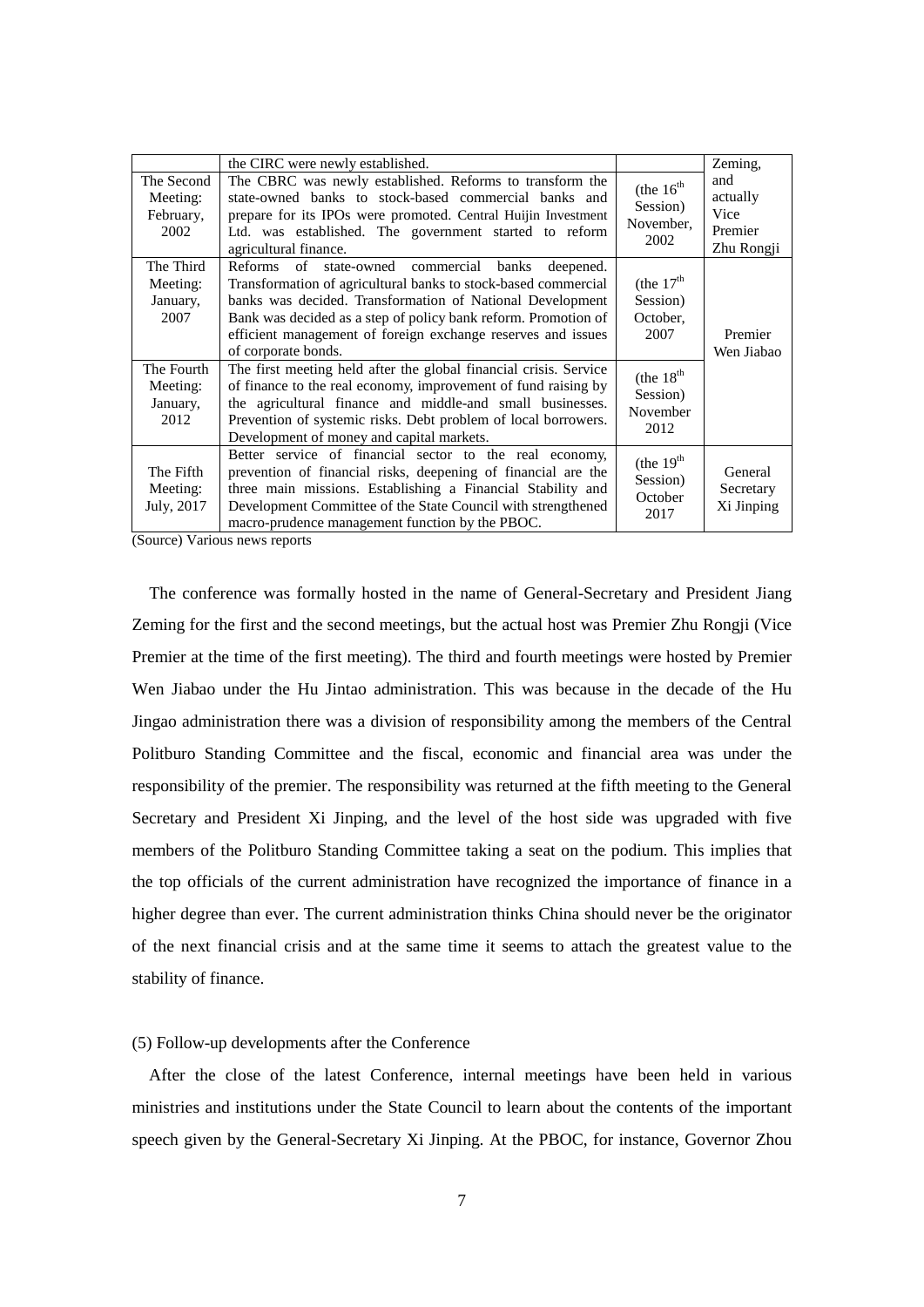| | | | |
|---|---|---|---|
| | the CIRC were newly established. | | Zeming, and actually Vice Premier Zhu Rongji |
| The Second Meeting: February, 2002 | The CBRC was newly established. Reforms to transform the state-owned banks to stock-based commercial banks and prepare for its IPOs were promoted. Central Huijin Investment Ltd. was established. The government started to reform agricultural finance. | (the 16th Session) November, 2002 | |
| The Third Meeting: January, 2007 | Reforms of state-owned commercial banks deepened. Transformation of agricultural banks to stock-based commercial banks was decided. Transformation of National Development Bank was decided as a step of policy bank reform. Promotion of efficient management of foreign exchange reserves and issues of corporate bonds. | (the 17th Session) October, 2007 | Premier Wen Jiabao |
| The Fourth Meeting: January, 2012 | The first meeting held after the global financial crisis. Service of finance to the real economy, improvement of fund raising by the agricultural finance and middle-and small businesses. Prevention of systemic risks. Debt problem of local borrowers. Development of money and capital markets. | (the 18th Session) November 2012 | |
| The Fifth Meeting: July, 2017 | Better service of financial sector to the real economy, prevention of financial risks, deepening of financial are the three main missions. Establishing a Financial Stability and Development Committee of the State Council with strengthened macro-prudence management function by the PBOC. | (the 19th Session) October 2017 | General Secretary Xi Jinping |

(Source) Various news reports

The conference was formally hosted in the name of General-Secretary and President Jiang Zeming for the first and the second meetings, but the actual host was Premier Zhu Rongji (Vice Premier at the time of the first meeting). The third and fourth meetings were hosted by Premier Wen Jiabao under the Hu Jintao administration. This was because in the decade of the Hu Jingao administration there was a division of responsibility among the members of the Central Politburo Standing Committee and the fiscal, economic and financial area was under the responsibility of the premier. The responsibility was returned at the fifth meeting to the General Secretary and President Xi Jinping, and the level of the host side was upgraded with five members of the Politburo Standing Committee taking a seat on the podium. This implies that the top officials of the current administration have recognized the importance of finance in a higher degree than ever. The current administration thinks China should never be the originator of the next financial crisis and at the same time it seems to attach the greatest value to the stability of finance.

(5) Follow-up developments after the Conference

After the close of the latest Conference, internal meetings have been held in various ministries and institutions under the State Council to learn about the contents of the important speech given by the General-Secretary Xi Jinping. At the PBOC, for instance, Governor Zhou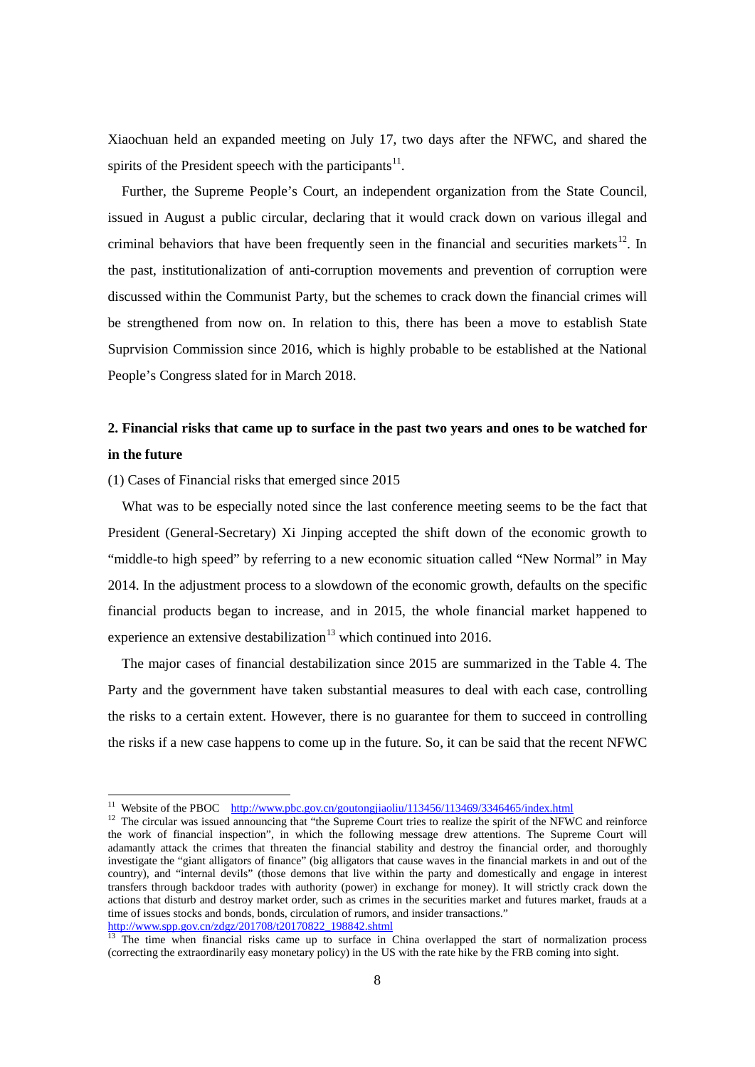Xiaochuan held an expanded meeting on July 17, two days after the NFWC, and shared the spirits of the President speech with the participants[11].

Further, the Supreme People's Court, an independent organization from the State Council, issued in August a public circular, declaring that it would crack down on various illegal and criminal behaviors that have been frequently seen in the financial and securities markets[12]. In the past, institutionalization of anti-corruption movements and prevention of corruption were discussed within the Communist Party, but the schemes to crack down the financial crimes will be strengthened from now on. In relation to this, there has been a move to establish State Suprvision Commission since 2016, which is highly probable to be established at the National People's Congress slated for in March 2018.

## 2. Financial risks that came up to surface in the past two years and ones to be watched for in the future

(1) Cases of Financial risks that emerged since 2015

What was to be especially noted since the last conference meeting seems to be the fact that President (General-Secretary) Xi Jinping accepted the shift down of the economic growth to "middle-to high speed" by referring to a new economic situation called "New Normal" in May 2014. In the adjustment process to a slowdown of the economic growth, defaults on the specific financial products began to increase, and in 2015, the whole financial market happened to experience an extensive destabilization[13] which continued into 2016.

The major cases of financial destabilization since 2015 are summarized in the Table 4. The Party and the government have taken substantial measures to deal with each case, controlling the risks to a certain extent. However, there is no guarantee for them to succeed in controlling the risks if a new case happens to come up in the future. So, it can be said that the recent NFWC

---

[11] Website of the PBOC http://www.pbc.gov.cn/goutongjiaoliu/113456/113469/3346465/index.html

[12] The circular was issued announcing that "the Supreme Court tries to realize the spirit of the NFWC and reinforce the work of financial inspection", in which the following message drew attentions. The Supreme Court will adamantly attack the crimes that threaten the financial stability and destroy the financial order, and thoroughly investigate the "giant alligators of finance" (big alligators that cause waves in the financial markets in and out of the country), and "internal devils" (those demons that live within the party and domestically and engage in interest transfers through backdoor trades with authority (power) in exchange for money). It will strictly crack down the actions that disturb and destroy market order, such as crimes in the securities market and futures market, frauds at a time of issues stocks and bonds, bonds, circulation of rumors, and insider transactions." http://www.spp.gov.cn/zdgz/201708/t20170822_198842.shtml

[13] The time when financial risks came up to surface in China overlapped the start of normalization process (correcting the extraordinarily easy monetary policy) in the US with the rate hike by the FRB coming into sight.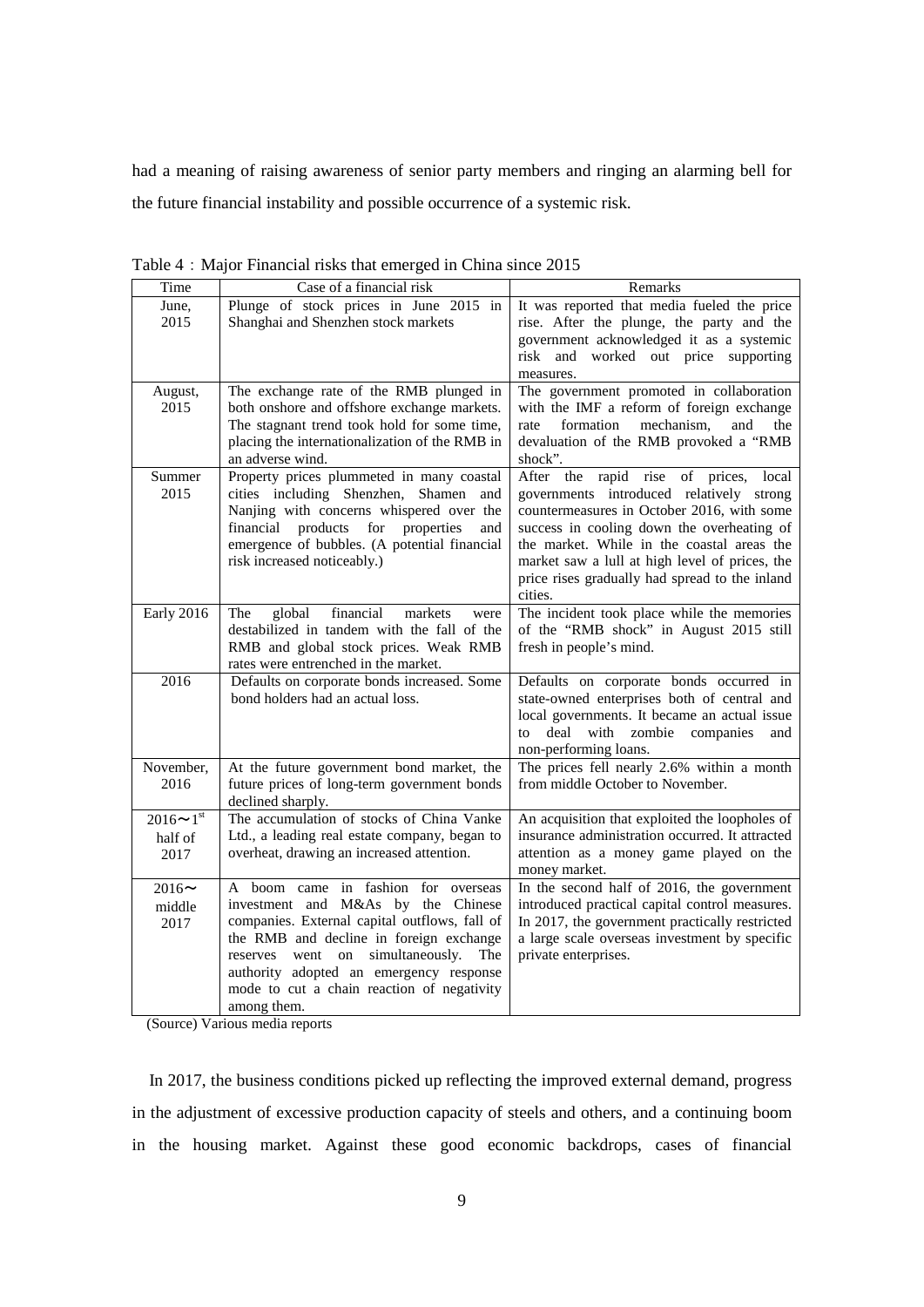had a meaning of raising awareness of senior party members and ringing an alarming bell for the future financial instability and possible occurrence of a systemic risk.

Table 4：Major Financial risks that emerged in China since 2015

| Time | Case of a financial risk | Remarks |
|---|---|---|
| June, 2015 | Plunge of stock prices in June 2015 in Shanghai and Shenzhen stock markets | It was reported that media fueled the price rise. After the plunge, the party and the government acknowledged it as a systemic risk and worked out price supporting measures. |
| August, 2015 | The exchange rate of the RMB plunged in both onshore and offshore exchange markets. The stagnant trend took hold for some time, placing the internationalization of the RMB in an adverse wind. | The government promoted in collaboration with the IMF a reform of foreign exchange rate formation mechanism, and the devaluation of the RMB provoked a "RMB shock". |
| Summer 2015 | Property prices plummeted in many coastal cities including Shenzhen, Shamen and Nanjing with concerns whispered over the financial products for properties and emergence of bubbles. (A potential financial risk increased noticeably.) | After the rapid rise of prices, local governments introduced relatively strong countermeasures in October 2016, with some success in cooling down the overheating of the market. While in the coastal areas the market saw a lull at high level of prices, the price rises gradually had spread to the inland cities. |
| Early 2016 | The global financial markets were destabilized in tandem with the fall of the RMB and global stock prices. Weak RMB rates were entrenched in the market. | The incident took place while the memories of the "RMB shock" in August 2015 still fresh in people's mind. |
| 2016 | Defaults on corporate bonds increased. Some bond holders had an actual loss. | Defaults on corporate bonds occurred in state-owned enterprises both of central and local governments. It became an actual issue to deal with zombie companies and non-performing loans. |
| November, 2016 | At the future government bond market, the future prices of long-term government bonds declined sharply. | The prices fell nearly 2.6% within a month from middle October to November. |
| 2016～1st half of 2017 | The accumulation of stocks of China Vanke Ltd., a leading real estate company, began to overheat, drawing an increased attention. | An acquisition that exploited the loopholes of insurance administration occurred. It attracted attention as a money game played on the money market. |
| 2016～ middle 2017 | A boom came in fashion for overseas investment and M&As by the Chinese companies. External capital outflows, fall of the RMB and decline in foreign exchange reserves went on simultaneously. The authority adopted an emergency response mode to cut a chain reaction of negativity among them. | In the second half of 2016, the government introduced practical capital control measures. In 2017, the government practically restricted a large scale overseas investment by specific private enterprises. |

(Source) Various media reports

In 2017, the business conditions picked up reflecting the improved external demand, progress in the adjustment of excessive production capacity of steels and others, and a continuing boom in the housing market. Against these good economic backdrops, cases of financial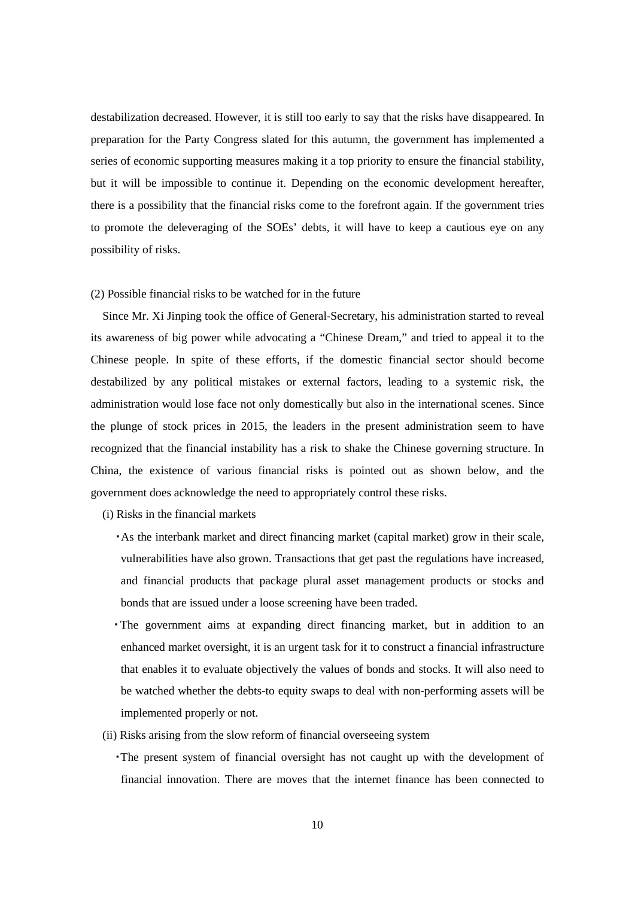destabilization decreased. However, it is still too early to say that the risks have disappeared. In preparation for the Party Congress slated for this autumn, the government has implemented a series of economic supporting measures making it a top priority to ensure the financial stability, but it will be impossible to continue it. Depending on the economic development hereafter, there is a possibility that the financial risks come to the forefront again. If the government tries to promote the deleveraging of the SOEs' debts, it will have to keep a cautious eye on any possibility of risks.

(2) Possible financial risks to be watched for in the future

Since Mr. Xi Jinping took the office of General-Secretary, his administration started to reveal its awareness of big power while advocating a "Chinese Dream," and tried to appeal it to the Chinese people. In spite of these efforts, if the domestic financial sector should become destabilized by any political mistakes or external factors, leading to a systemic risk, the administration would lose face not only domestically but also in the international scenes. Since the plunge of stock prices in 2015, the leaders in the present administration seem to have recognized that the financial instability has a risk to shake the Chinese governing structure. In China, the existence of various financial risks is pointed out as shown below, and the government does acknowledge the need to appropriately control these risks.

(i) Risks in the financial markets

- As the interbank market and direct financing market (capital market) grow in their scale, vulnerabilities have also grown. Transactions that get past the regulations have increased, and financial products that package plural asset management products or stocks and bonds that are issued under a loose screening have been traded.
- The government aims at expanding direct financing market, but in addition to an enhanced market oversight, it is an urgent task for it to construct a financial infrastructure that enables it to evaluate objectively the values of bonds and stocks. It will also need to be watched whether the debts-to equity swaps to deal with non-performing assets will be implemented properly or not.

(ii) Risks arising from the slow reform of financial overseeing system

- The present system of financial oversight has not caught up with the development of financial innovation. There are moves that the internet finance has been connected to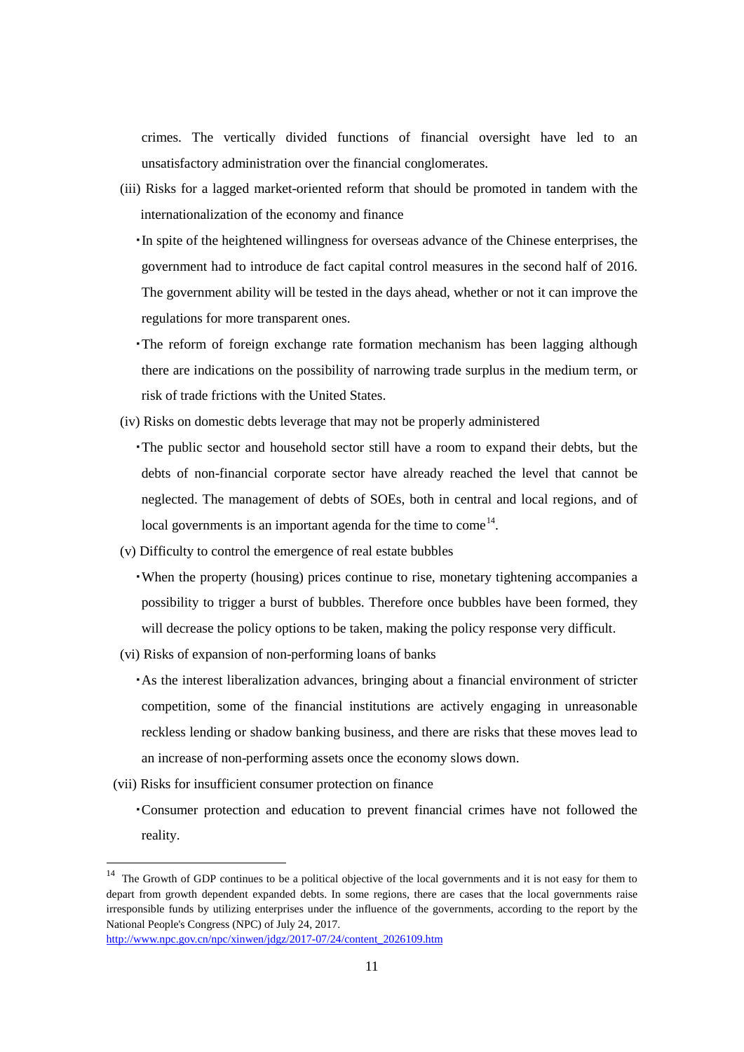crimes. The vertically divided functions of financial oversight have led to an unsatisfactory administration over the financial conglomerates.

(iii) Risks for a lagged market-oriented reform that should be promoted in tandem with the internationalization of the economy and finance

- In spite of the heightened willingness for overseas advance of the Chinese enterprises, the government had to introduce de facto capital control measures in the second half of 2016. The government ability will be tested in the days ahead, whether or not it can improve the regulations for more transparent ones.
- The reform of foreign exchange rate formation mechanism has been lagging although there are indications on the possibility of narrowing trade surplus in the medium term, or risk of trade frictions with the United States.

(iv) Risks on domestic debts leverage that may not be properly administered

- The public sector and household sector still have a room to expand their debts, but the debts of non-financial corporate sector have already reached the level that cannot be neglected. The management of debts of SOEs, both in central and local regions, and of local governments is an important agenda for the time to come[14].

(v) Difficulty to control the emergence of real estate bubbles

- When the property (housing) prices continue to rise, monetary tightening accompanies a possibility to trigger a burst of bubbles. Therefore once bubbles have been formed, they will decrease the policy options to be taken, making the policy response very difficult.

(vi) Risks of expansion of non-performing loans of banks

- As the interest liberalization advances, bringing about a financial environment of stricter competition, some of the financial institutions are actively engaging in unreasonable reckless lending or shadow banking business, and there are risks that these moves lead to an increase of non-performing assets once the economy slows down.

(vii) Risks for insufficient consumer protection on finance

- Consumer protection and education to prevent financial crimes have not followed the reality.

---

[14] The Growth of GDP continues to be a political objective of the local governments and it is not easy for them to depart from growth dependent expanded debts. In some regions, there are cases that the local governments raise irresponsible funds by utilizing enterprises under the influence of the governments, according to the report by the National People's Congress (NPC) of July 24, 2017.
http://www.npc.gov.cn/npc/xinwen/jdgz/2017-07/24/content_2026109.htm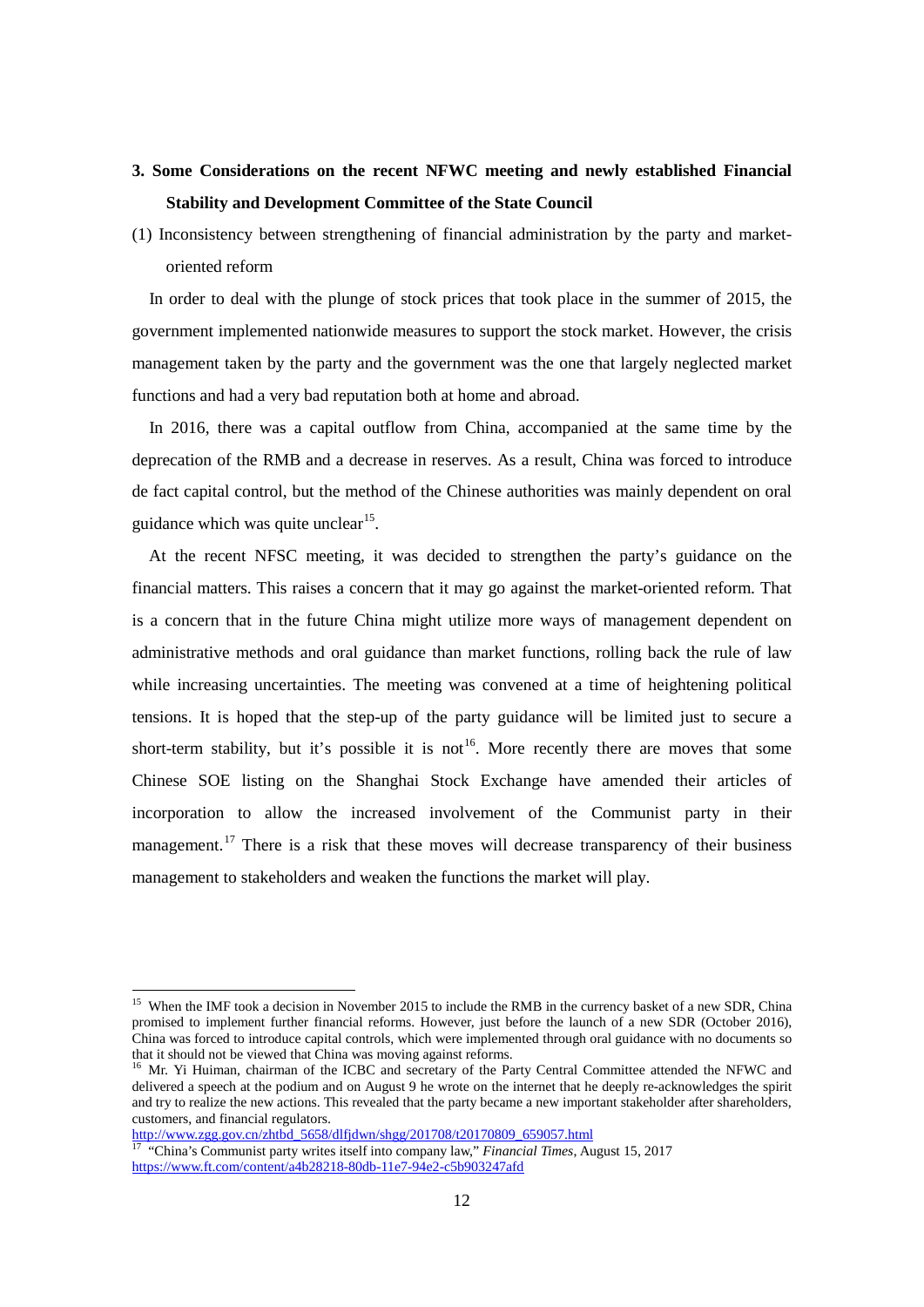## 3. Some Considerations on the recent NFWC meeting and newly established Financial Stability and Development Committee of the State Council

(1) Inconsistency between strengthening of financial administration by the party and market-oriented reform

In order to deal with the plunge of stock prices that took place in the summer of 2015, the government implemented nationwide measures to support the stock market. However, the crisis management taken by the party and the government was the one that largely neglected market functions and had a very bad reputation both at home and abroad.

In 2016, there was a capital outflow from China, accompanied at the same time by the deprecation of the RMB and a decrease in reserves. As a result, China was forced to introduce de fact capital control, but the method of the Chinese authorities was mainly dependent on oral guidance which was quite unclear[15].

At the recent NFSC meeting, it was decided to strengthen the party's guidance on the financial matters. This raises a concern that it may go against the market-oriented reform. That is a concern that in the future China might utilize more ways of management dependent on administrative methods and oral guidance than market functions, rolling back the rule of law while increasing uncertainties. The meeting was convened at a time of heightening political tensions. It is hoped that the step-up of the party guidance will be limited just to secure a short-term stability, but it's possible it is not[16]. More recently there are moves that some Chinese SOE listing on the Shanghai Stock Exchange have amended their articles of incorporation to allow the increased involvement of the Communist party in their management.[17] There is a risk that these moves will decrease transparency of their business management to stakeholders and weaken the functions the market will play.

---

[15] When the IMF took a decision in November 2015 to include the RMB in the currency basket of a new SDR, China promised to implement further financial reforms. However, just before the launch of a new SDR (October 2016), China was forced to introduce capital controls, which were implemented through oral guidance with no documents so that it should not be viewed that China was moving against reforms.

[16] Mr. Yi Huiman, chairman of the ICBC and secretary of the Party Central Committee attended the NFWC and delivered a speech at the podium and on August 9 he wrote on the internet that he deeply re-acknowledges the spirit and try to realize the new actions. This revealed that the party became a new important stakeholder after shareholders, customers, and financial regulators.
http://www.zgg.gov.cn/zhtbd_5658/dlfjdwn/shgg/201708/t20170809_659057.html

[17] "China's Communist party writes itself into company law," *Financial Times*, August 15, 2017
https://www.ft.com/content/a4b28218-80db-11e7-94e2-c5b903247afd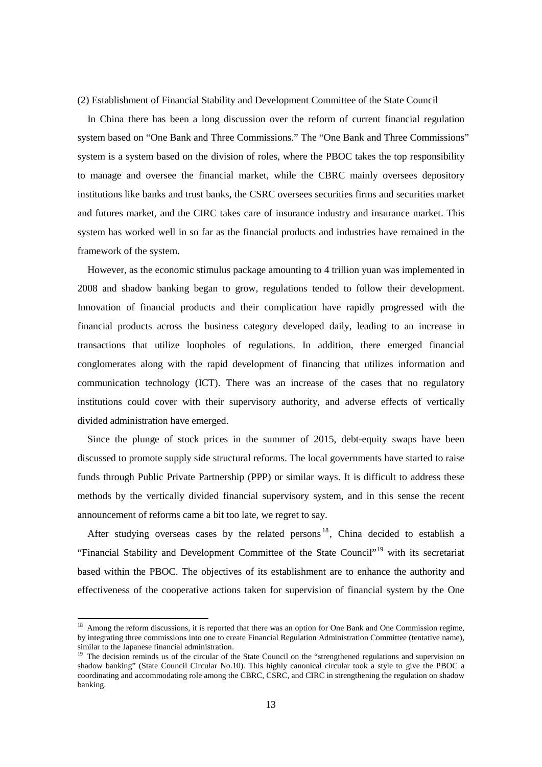(2) Establishment of Financial Stability and Development Committee of the State Council

In China there has been a long discussion over the reform of current financial regulation system based on "One Bank and Three Commissions." The "One Bank and Three Commissions" system is a system based on the division of roles, where the PBOC takes the top responsibility to manage and oversee the financial market, while the CBRC mainly oversees depository institutions like banks and trust banks, the CSRC oversees securities firms and securities market and futures market, and the CIRC takes care of insurance industry and insurance market. This system has worked well in so far as the financial products and industries have remained in the framework of the system.

However, as the economic stimulus package amounting to 4 trillion yuan was implemented in 2008 and shadow banking began to grow, regulations tended to follow their development. Innovation of financial products and their complication have rapidly progressed with the financial products across the business category developed daily, leading to an increase in transactions that utilize loopholes of regulations. In addition, there emerged financial conglomerates along with the rapid development of financing that utilizes information and communication technology (ICT). There was an increase of the cases that no regulatory institutions could cover with their supervisory authority, and adverse effects of vertically divided administration have emerged.

Since the plunge of stock prices in the summer of 2015, debt-equity swaps have been discussed to promote supply side structural reforms. The local governments have started to raise funds through Public Private Partnership (PPP) or similar ways. It is difficult to address these methods by the vertically divided financial supervisory system, and in this sense the recent announcement of reforms came a bit too late, we regret to say.

After studying overseas cases by the related persons[18], China decided to establish a "Financial Stability and Development Committee of the State Council"[19] with its secretariat based within the PBOC. The objectives of its establishment are to enhance the authority and effectiveness of the cooperative actions taken for supervision of financial system by the One

---

[18] Among the reform discussions, it is reported that there was an option for One Bank and One Commission regime, by integrating three commissions into one to create Financial Regulation Administration Committee (tentative name), similar to the Japanese financial administration.

[19] The decision reminds us of the circular of the State Council on the "strengthened regulations and supervision on shadow banking" (State Council Circular No.10). This highly canonical circular took a style to give the PBOC a coordinating and accommodating role among the CBRC, CSRC, and CIRC in strengthening the regulation on shadow banking.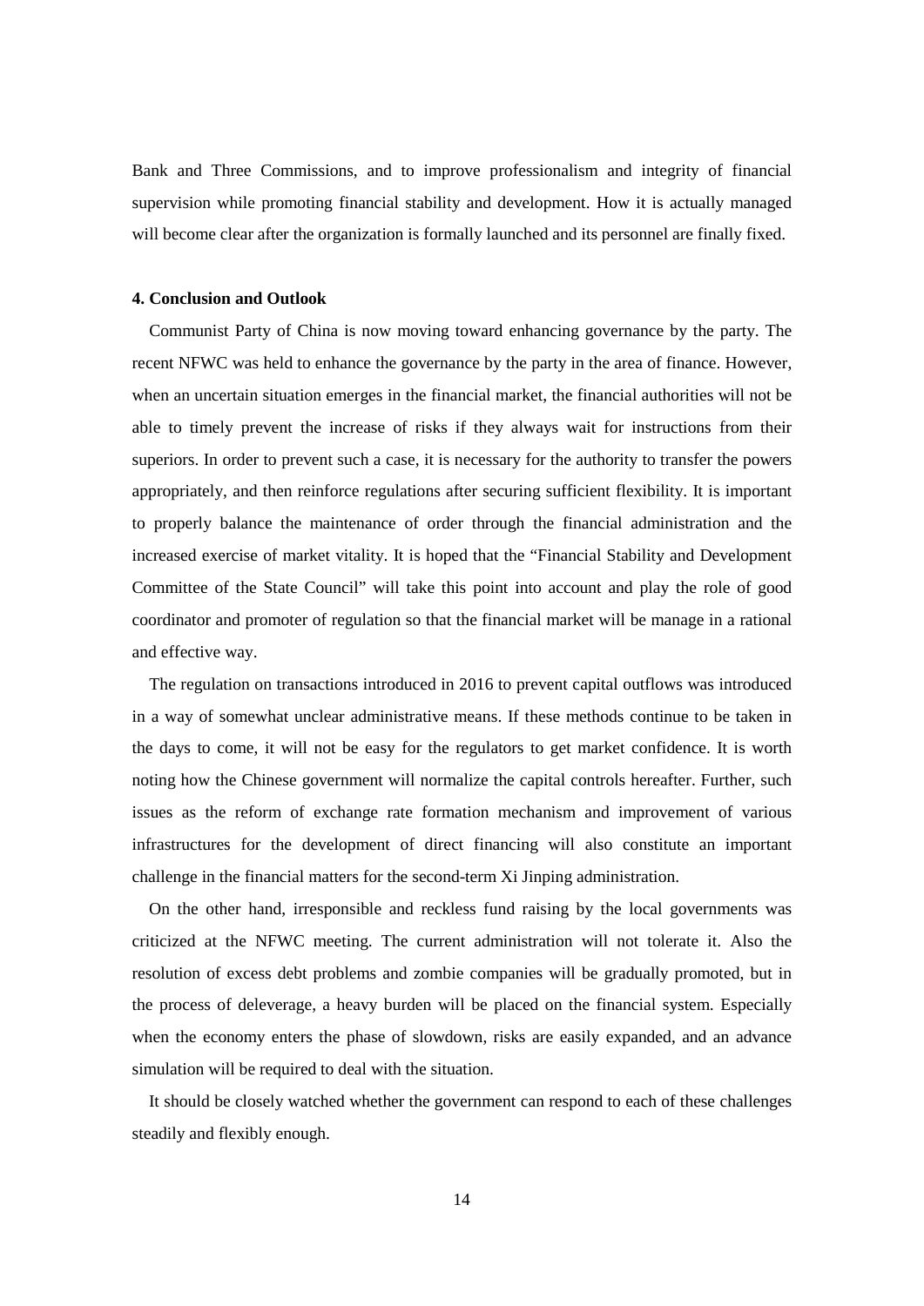Bank and Three Commissions, and to improve professionalism and integrity of financial supervision while promoting financial stability and development. How it is actually managed will become clear after the organization is formally launched and its personnel are finally fixed.

### 4. Conclusion and Outlook

Communist Party of China is now moving toward enhancing governance by the party. The recent NFWC was held to enhance the governance by the party in the area of finance. However, when an uncertain situation emerges in the financial market, the financial authorities will not be able to timely prevent the increase of risks if they always wait for instructions from their superiors. In order to prevent such a case, it is necessary for the authority to transfer the powers appropriately, and then reinforce regulations after securing sufficient flexibility. It is important to properly balance the maintenance of order through the financial administration and the increased exercise of market vitality. It is hoped that the "Financial Stability and Development Committee of the State Council" will take this point into account and play the role of good coordinator and promoter of regulation so that the financial market will be manage in a rational and effective way.

The regulation on transactions introduced in 2016 to prevent capital outflows was introduced in a way of somewhat unclear administrative means. If these methods continue to be taken in the days to come, it will not be easy for the regulators to get market confidence. It is worth noting how the Chinese government will normalize the capital controls hereafter. Further, such issues as the reform of exchange rate formation mechanism and improvement of various infrastructures for the development of direct financing will also constitute an important challenge in the financial matters for the second-term Xi Jinping administration.

On the other hand, irresponsible and reckless fund raising by the local governments was criticized at the NFWC meeting. The current administration will not tolerate it. Also the resolution of excess debt problems and zombie companies will be gradually promoted, but in the process of deleverage, a heavy burden will be placed on the financial system. Especially when the economy enters the phase of slowdown, risks are easily expanded, and an advance simulation will be required to deal with the situation.

It should be closely watched whether the government can respond to each of these challenges steadily and flexibly enough.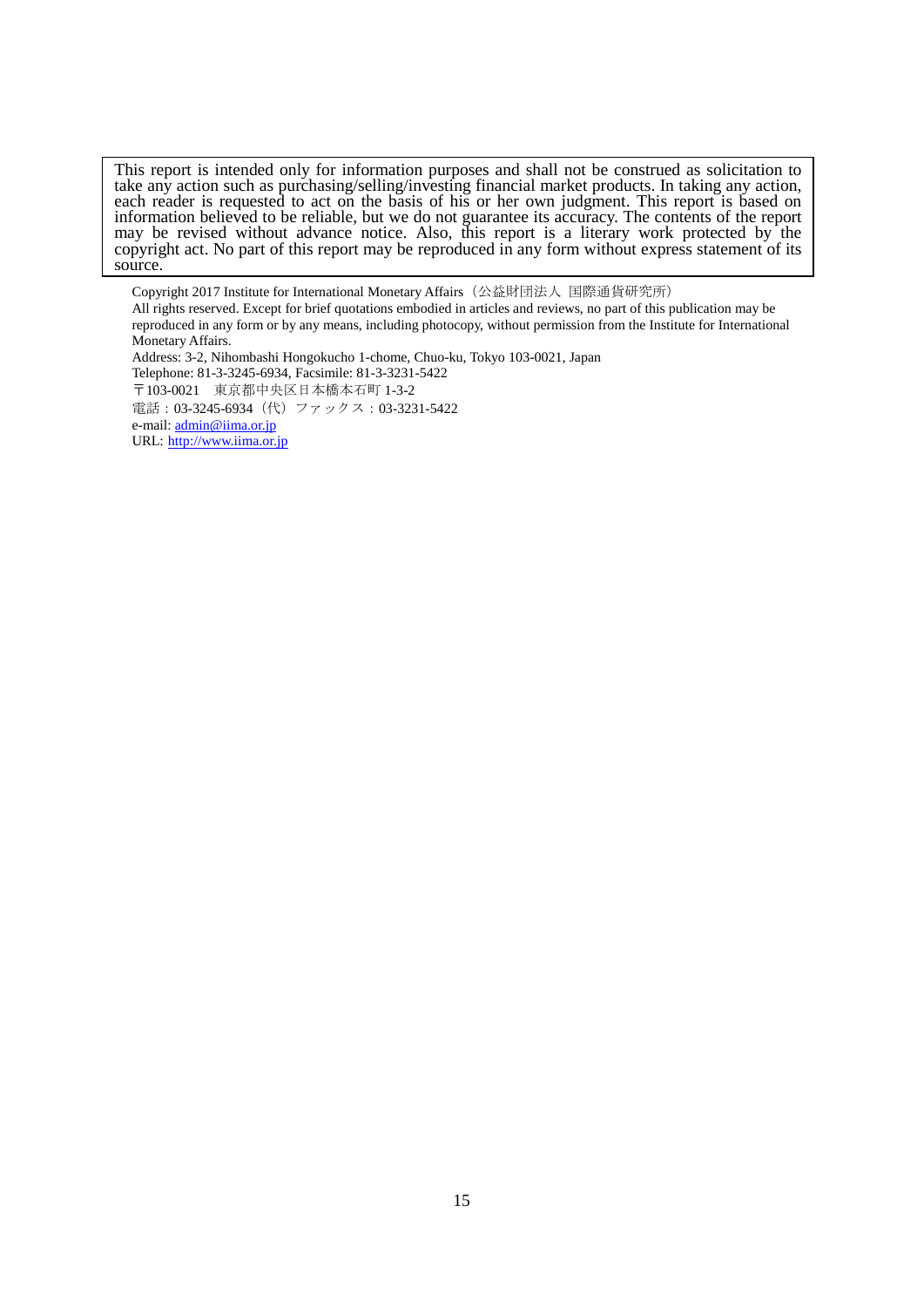This report is intended only for information purposes and shall not be construed as solicitation to take any action such as purchasing/selling/investing financial market products. In taking any action, each reader is requested to act on the basis of his or her own judgment. This report is based on information believed to be reliable, but we do not guarantee its accuracy. The contents of the report may be revised without advance notice. Also, this report is a literary work protected by the copyright act. No part of this report may be reproduced in any form without express statement of its source.

Copyright 2017 Institute for International Monetary Affairs（公益財団法人 国際通貨研究所）
All rights reserved. Except for brief quotations embodied in articles and reviews, no part of this publication may be reproduced in any form or by any means, including photocopy, without permission from the Institute for International Monetary Affairs.
Address: 3-2, Nihombashi Hongokucho 1-chome, Chuo-ku, Tokyo 103-0021, Japan
Telephone: 81-3-3245-6934, Facsimile: 81-3-3231-5422
〒103-0021　東京都中央区日本橋本石町 1-3-2
電話：03-3245-6934（代）ファックス：03-3231-5422
e-mail: admin@iima.or.jp
URL: http://www.iima.or.jp